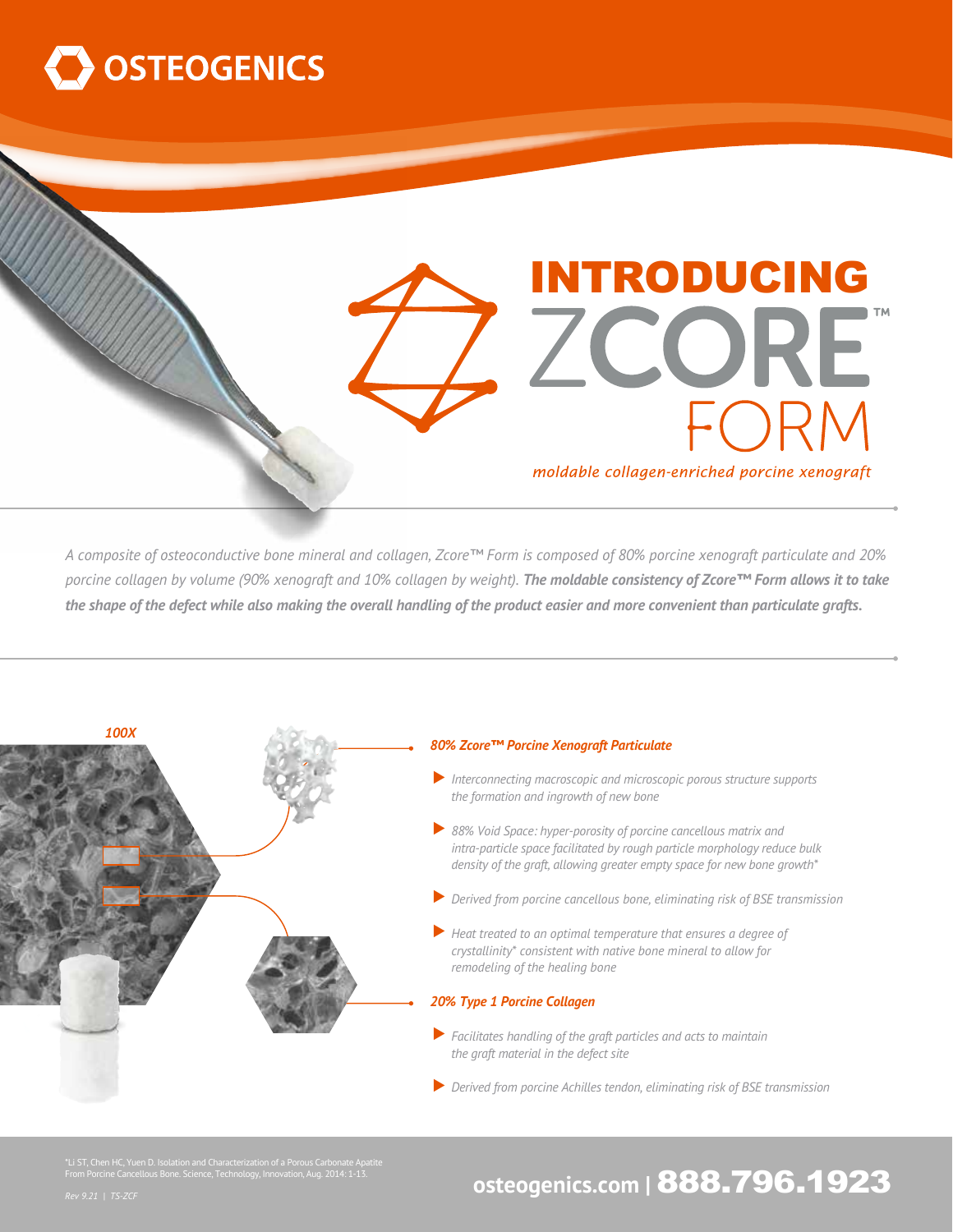# OSTEOGENICS

# INTRODUCING ZCORE™ FORM

*moldable collagen-enriched porcine xenograft*

*A composite of osteoconductive bone mineral and collagen, Zcore™ Form is composed of 80% porcine xenograft particulate and 20% porcine collagen by volume (90% xenograft and 10% collagen by weight).* ***The moldable consistency of Zcore™ Form allows it to take the shape of the defect while also making the overall handling of the product easier and more convenient than particulate grafts.***

*100X*

### *80% Zcore™ Porcine Xenograft Particulate*

- *Interconnecting macroscopic and microscopic porous structure supports the formation and ingrowth of new bone*
- *88% Void Space: hyper-porosity of porcine cancellous matrix and intra-particle space facilitated by rough particle morphology reduce bulk density of the graft, allowing greater empty space for new bone growth\**
- *Derived from porcine cancellous bone, eliminating risk of BSE transmission*
- *Heat treated to an optimal temperature that ensures a degree of crystallinity\* consistent with native bone mineral to allow for remodeling of the healing bone*

### *20% Type 1 Porcine Collagen*

- *Facilitates handling of the graft particles and acts to maintain the graft material in the defect site*
- *Derived from porcine Achilles tendon, eliminating risk of BSE transmission*

\*Li ST, Chen HC, Yuen D. Isolation and Characterization of a Porous Carbonate Apatite From Porcine Cancellous Bone. Science, Technology, Innovation, Aug. 2014: 1-13.

*Rev 9.21 | TS-ZCF*

**osteogenics.com | 888.796.1923**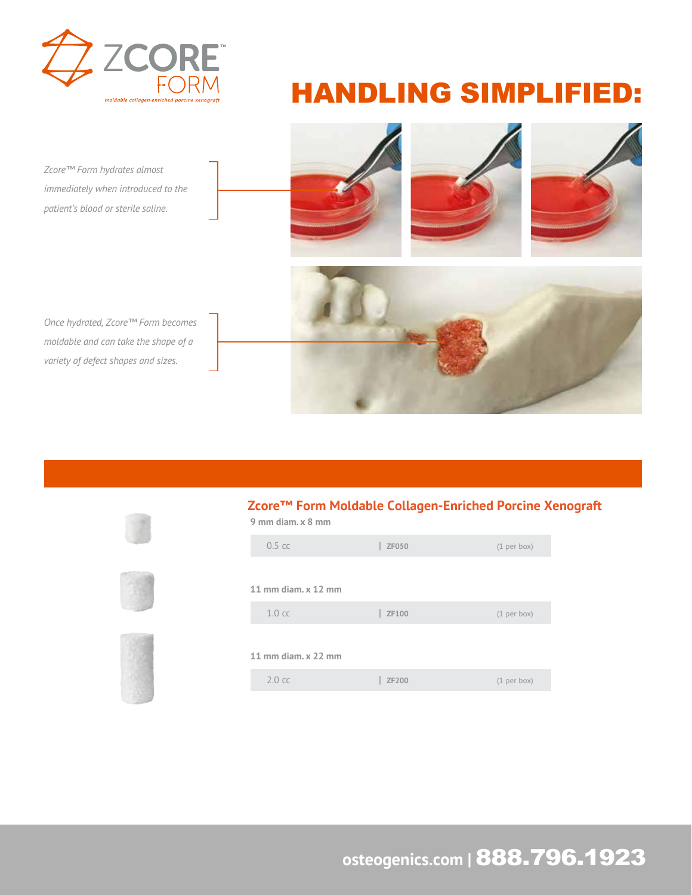ZCORE™ FORM

*moldable collagen-enriched porcine xenograft*

# HANDLING SIMPLIFIED:

*Zcore™ Form hydrates almost immediately when introduced to the patient's blood or sterile saline.*

*Once hydrated, Zcore™ Form becomes moldable and can take the shape of a variety of defect shapes and sizes.*

## Zcore™ Form Moldable Collagen-Enriched Porcine Xenograft

**9 mm diam. x 8 mm**

| | | |
|---|---|---|
| 0.5 cc | ZF050 | (1 per box) |

**11 mm diam. x 12 mm**

| | | |
|---|---|---|
| 1.0 cc | ZF100 | (1 per box) |

**11 mm diam. x 22 mm**

| | | |
|---|---|---|
| 2.0 cc | ZF200 | (1 per box) |

osteogenics.com | 888.796.1923